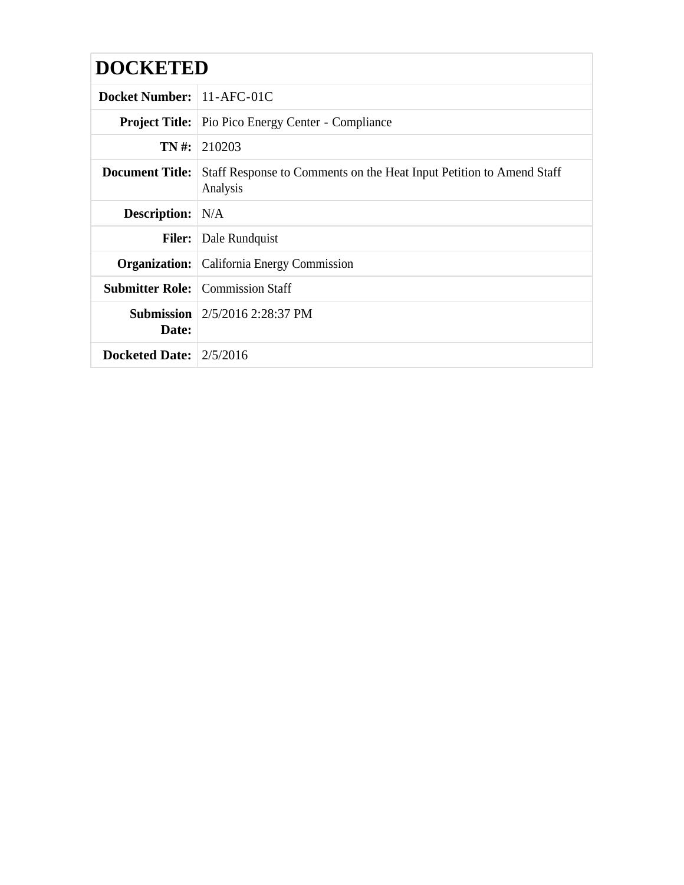# DOCKETED

| | |
|---|---|
| **Docket Number:** | 11-AFC-01C |
| **Project Title:** | Pio Pico Energy Center - Compliance |
| **TN #:** | 210203 |
| **Document Title:** | Staff Response to Comments on the Heat Input Petition to Amend Staff Analysis |
| **Description:** | N/A |
| **Filer:** | Dale Rundquist |
| **Organization:** | California Energy Commission |
| **Submitter Role:** | Commission Staff |
| **Submission Date:** | 2/5/2016 2:28:37 PM |
| **Docketed Date:** | 2/5/2016 |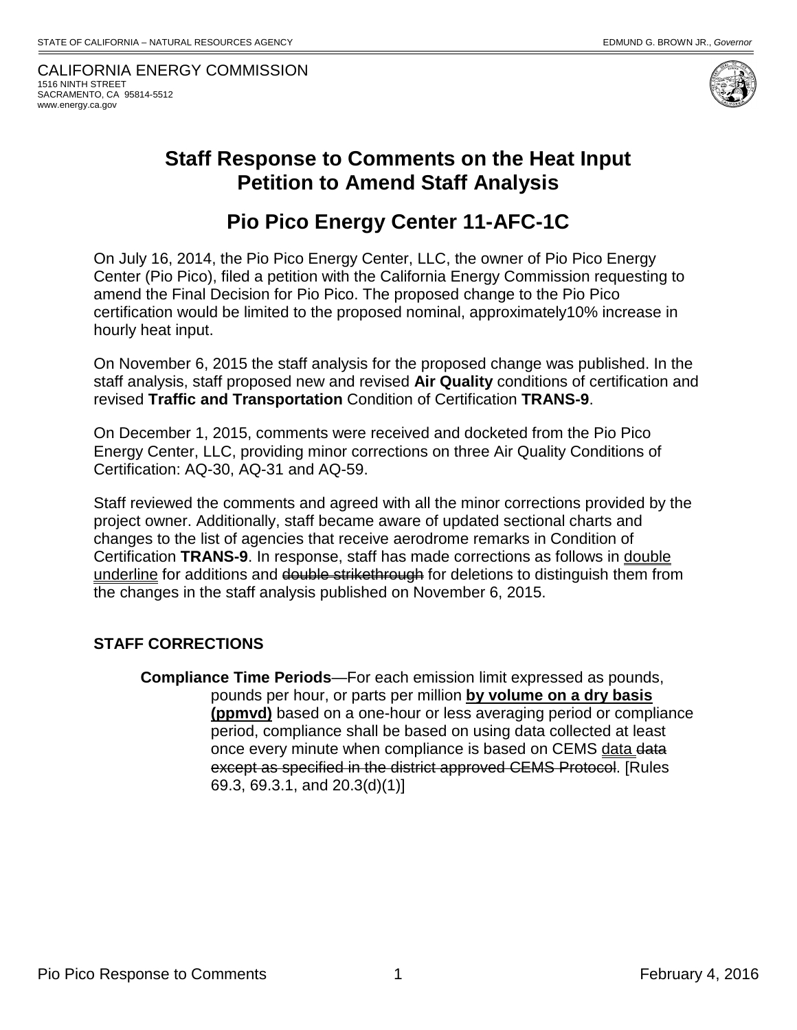STATE OF CALIFORNIA – NATURAL RESOURCES AGENCY

EDMUND G. BROWN JR., *Governor*

CALIFORNIA ENERGY COMMISSION
1516 NINTH STREET
SACRAMENTO, CA 95814-5512
www.energy.ca.gov

# Staff Response to Comments on the Heat Input Petition to Amend Staff Analysis

# Pio Pico Energy Center 11-AFC-1C

On July 16, 2014, the Pio Pico Energy Center, LLC, the owner of Pio Pico Energy Center (Pio Pico), filed a petition with the California Energy Commission requesting to amend the Final Decision for Pio Pico. The proposed change to the Pio Pico certification would be limited to the proposed nominal, approximately10% increase in hourly heat input.

On November 6, 2015 the staff analysis for the proposed change was published. In the staff analysis, staff proposed new and revised **Air Quality** conditions of certification and revised **Traffic and Transportation** Condition of Certification **TRANS-9**.

On December 1, 2015, comments were received and docketed from the Pio Pico Energy Center, LLC, providing minor corrections on three Air Quality Conditions of Certification: AQ-30, AQ-31 and AQ-59.

Staff reviewed the comments and agreed with all the minor corrections provided by the project owner. Additionally, staff became aware of updated sectional charts and changes to the list of agencies that receive aerodrome remarks in Condition of Certification **TRANS-9**. In response, staff has made corrections as follows in <u>double underline</u> for additions and ~~double strikethrough~~ for deletions to distinguish them from the changes in the staff analysis published on November 6, 2015.

## STAFF CORRECTIONS

**Compliance Time Periods**—For each emission limit expressed as pounds, pounds per hour, or parts per million **<u>by volume on a dry basis (ppmvd)</u>** based on a one-hour or less averaging period or compliance period, compliance shall be based on using data collected at least once every minute when compliance is based on CEMS <u>data</u> ~~data except as specified in the district approved CEMS Protocol~~. [Rules 69.3, 69.3.1, and 20.3(d)(1)]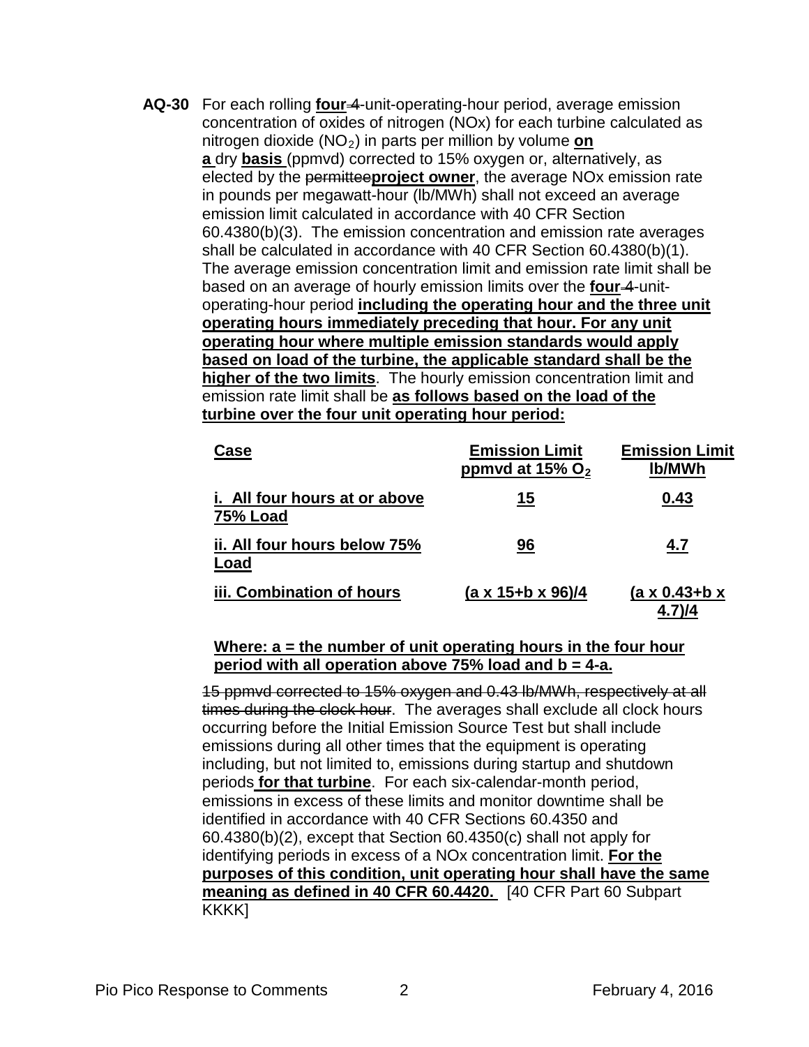**AQ-30** For each rolling **four** ~~4~~-unit-operating-hour period, average emission concentration of oxides of nitrogen (NOx) for each turbine calculated as nitrogen dioxide ($NO_2$) in parts per million by volume **on a** dry **basis** (ppmvd) corrected to 15% oxygen or, alternatively, as elected by the ~~permittee~~**project owner**, the average NOx emission rate in pounds per megawatt-hour (lb/MWh) shall not exceed an average emission limit calculated in accordance with 40 CFR Section 60.4380(b)(3). The emission concentration and emission rate averages shall be calculated in accordance with 40 CFR Section 60.4380(b)(1). The average emission concentration limit and emission rate limit shall be based on an average of hourly emission limits over the **four** ~~4~~-unit-operating-hour period **including the operating hour and the three unit operating hours immediately preceding that hour. For any unit operating hour where multiple emission standards would apply based on load of the turbine, the applicable standard shall be the higher of the two limits**. The hourly emission concentration limit and emission rate limit shall be **as follows based on the load of the turbine over the four unit operating hour period:**

| **Case** | **Emission Limit ppmvd at 15% $O_2$** | **Emission Limit lb/MWh** |
|---|---|---|
| **i. All four hours at or above 75% Load** | **15** | **0.43** |
| **ii. All four hours below 75% Load** | **96** | **4.7** |
| **iii. Combination of hours** | **(a x 15+b x 96)/4** | **(a x 0.43+b x 4.7)/4** |

**Where: a = the number of unit operating hours in the four hour period with all operation above 75% load and b = 4-a.**

~~15 ppmvd corrected to 15% oxygen and 0.43 lb/MWh, respectively at all times during the clock hour~~. The averages shall exclude all clock hours occurring before the Initial Emission Source Test but shall include emissions during all other times that the equipment is operating including, but not limited to, emissions during startup and shutdown periods **for that turbine**. For each six-calendar-month period, emissions in excess of these limits and monitor downtime shall be identified in accordance with 40 CFR Sections 60.4350 and 60.4380(b)(2), except that Section 60.4350(c) shall not apply for identifying periods in excess of a NOx concentration limit. **For the purposes of this condition, unit operating hour shall have the same meaning as defined in 40 CFR 60.4420.** [40 CFR Part 60 Subpart KKKK]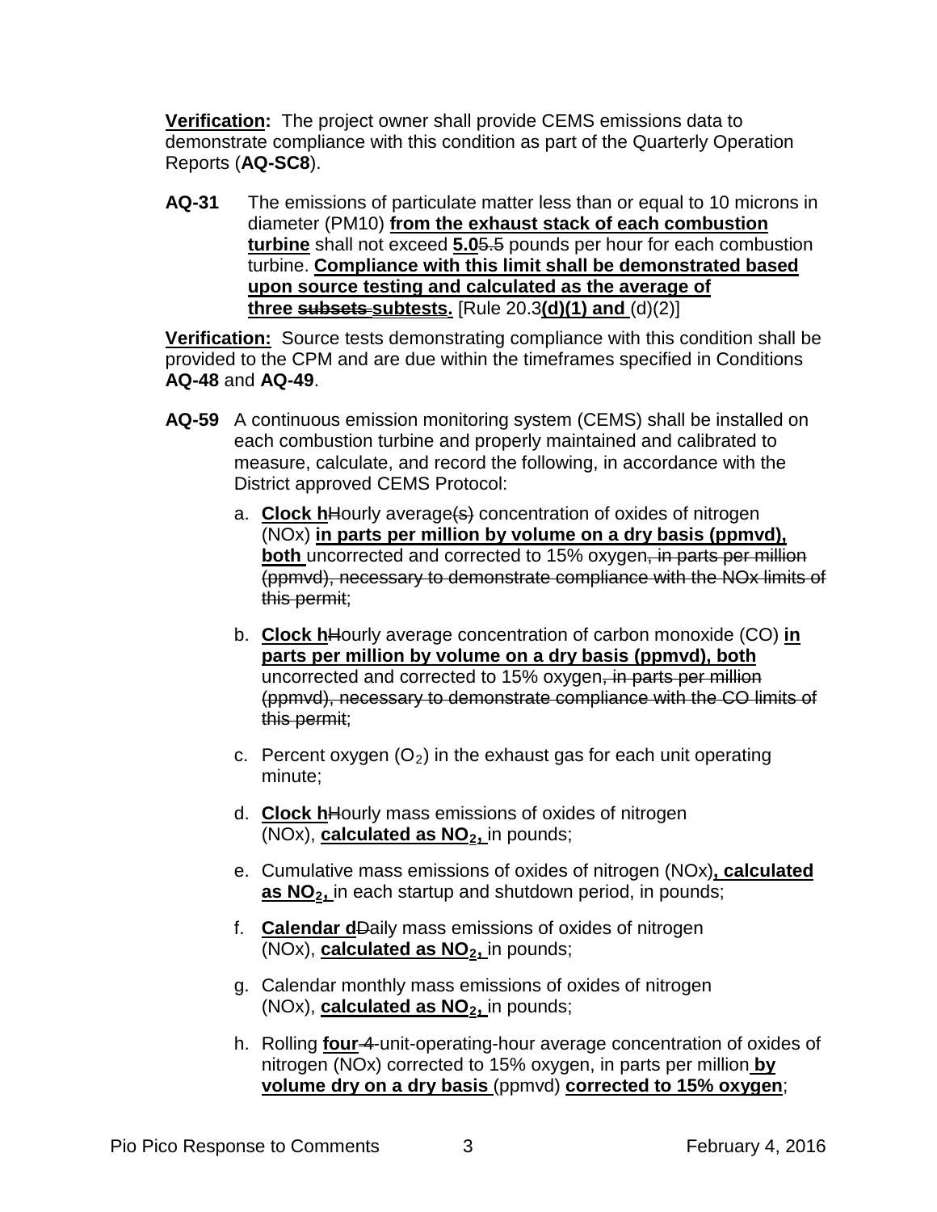**Verification:** The project owner shall provide CEMS emissions data to demonstrate compliance with this condition as part of the Quarterly Operation Reports (**AQ-SC8**).

**AQ-31** The emissions of particulate matter less than or equal to 10 microns in diameter (PM10) **from the exhaust stack of each combustion turbine** shall not exceed **5.0**~~5.5~~ pounds per hour for each combustion turbine. **Compliance with this limit shall be demonstrated based upon source testing and calculated as the average of three ~~subsets~~ subtests.** [Rule 20.3**(d)(1) and** (d)(2)]

**Verification:** Source tests demonstrating compliance with this condition shall be provided to the CPM and are due within the timeframes specified in Conditions **AQ-48** and **AQ-49**.

**AQ-59** A continuous emission monitoring system (CEMS) shall be installed on each combustion turbine and properly maintained and calibrated to measure, calculate, and record the following, in accordance with the District approved CEMS Protocol:

a. **Clock h**~~H~~ourly average~~(s)~~ concentration of oxides of nitrogen (NOx) **in parts per million by volume on a dry basis (ppmvd), both** uncorrected and corrected to 15% oxygen~~, in parts per million (ppmvd), necessary to demonstrate compliance with the NOx limits of this permit~~;

b. **Clock h**~~H~~ourly average concentration of carbon monoxide (CO) **in parts per million by volume on a dry basis (ppmvd), both** uncorrected and corrected to 15% oxygen~~, in parts per million (ppmvd), necessary to demonstrate compliance with the CO limits of this permit~~;

c. Percent oxygen ($O_2$) in the exhaust gas for each unit operating minute;

d. **Clock h**~~H~~ourly mass emissions of oxides of nitrogen (NOx), **calculated as $NO_2$,** in pounds;

e. Cumulative mass emissions of oxides of nitrogen (NOx)**, calculated as $NO_2$,** in each startup and shutdown period, in pounds;

f. **Calendar d**~~D~~aily mass emissions of oxides of nitrogen (NOx), **calculated as $NO_2$,** in pounds;

g. Calendar monthly mass emissions of oxides of nitrogen (NOx), **calculated as $NO_2$,** in pounds;

h. Rolling **four**~~-4~~-unit-operating-hour average concentration of oxides of nitrogen (NOx) corrected to 15% oxygen, in parts per million **by volume dry on a dry basis** (ppmvd) **corrected to 15% oxygen**;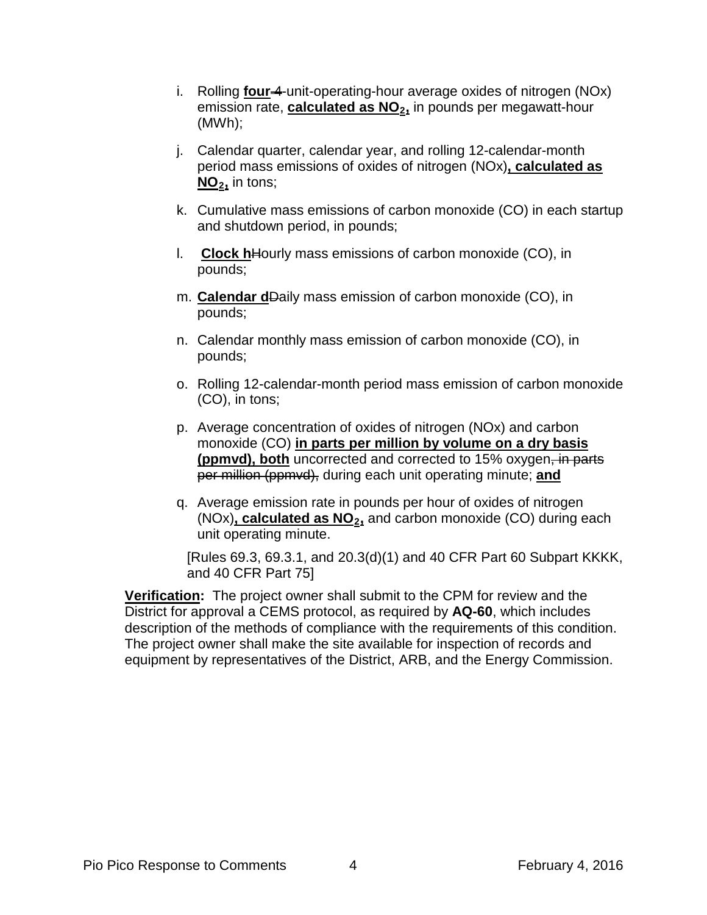i. Rolling **four** ~~4~~ unit-operating-hour average oxides of nitrogen (NOx) emission rate, **calculated as $NO_2$,** in pounds per megawatt-hour (MWh);

j. Calendar quarter, calendar year, and rolling 12-calendar-month period mass emissions of oxides of nitrogen (NOx)**, calculated as $NO_2$,** in tons;

k. Cumulative mass emissions of carbon monoxide (CO) in each startup and shutdown period, in pounds;

l. **Clock h**~~H~~ourly mass emissions of carbon monoxide (CO), in pounds;

m. **Calendar d**~~D~~aily mass emission of carbon monoxide (CO), in pounds;

n. Calendar monthly mass emission of carbon monoxide (CO), in pounds;

o. Rolling 12-calendar-month period mass emission of carbon monoxide (CO), in tons;

p. Average concentration of oxides of nitrogen (NOx) and carbon monoxide (CO) **in parts per million by volume on a dry basis (ppmvd), both** uncorrected and corrected to 15% oxygen~~, in parts per million (ppmvd),~~ during each unit operating minute; **and**

q. Average emission rate in pounds per hour of oxides of nitrogen (NOx)**, calculated as $NO_2$,** and carbon monoxide (CO) during each unit operating minute.

[Rules 69.3, 69.3.1, and 20.3(d)(1) and 40 CFR Part 60 Subpart KKKK, and 40 CFR Part 75]

**Verification:** The project owner shall submit to the CPM for review and the District for approval a CEMS protocol, as required by **AQ-60**, which includes description of the methods of compliance with the requirements of this condition. The project owner shall make the site available for inspection of records and equipment by representatives of the District, ARB, and the Energy Commission.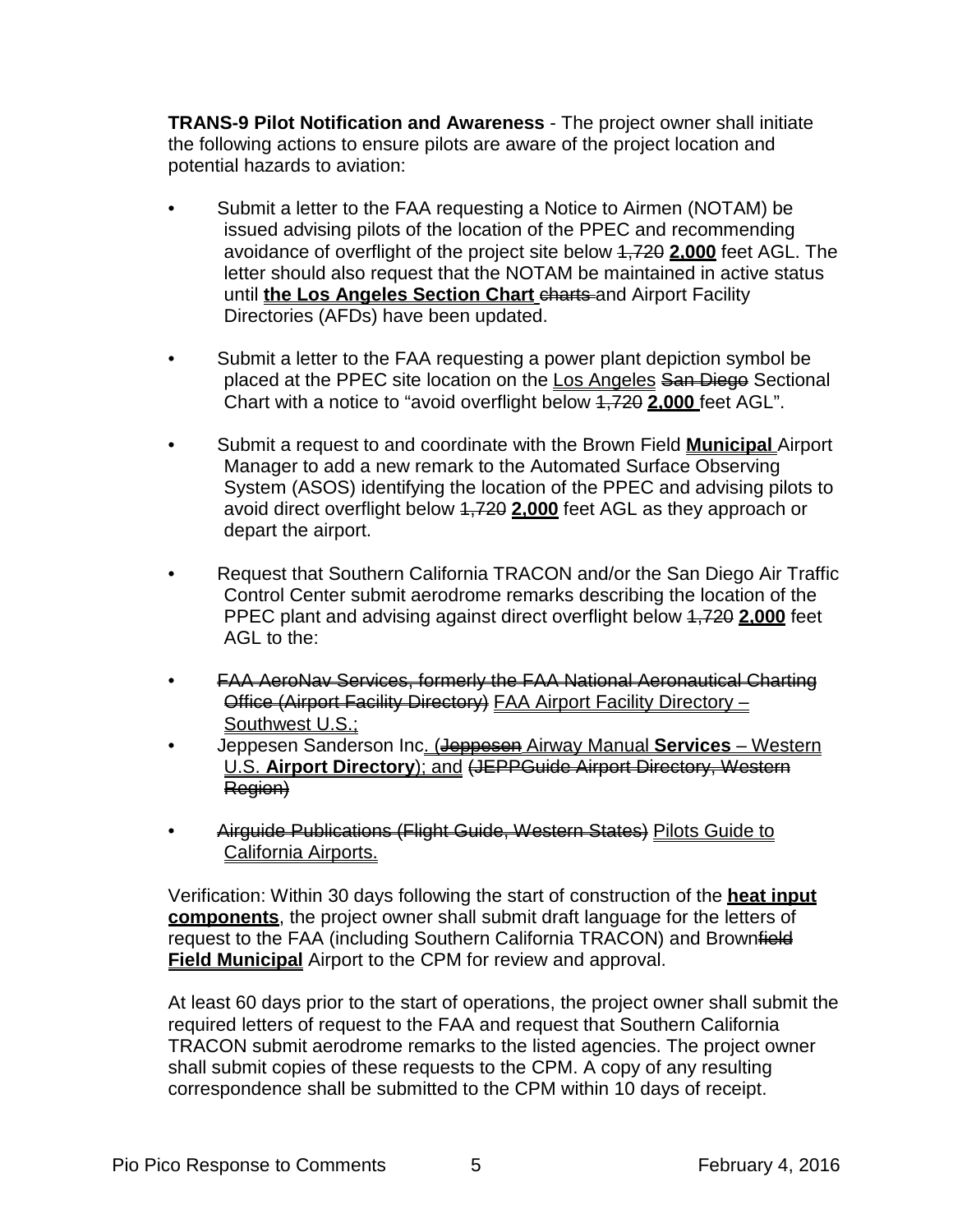**TRANS-9 Pilot Notification and Awareness** - The project owner shall initiate the following actions to ensure pilots are aware of the project location and potential hazards to aviation:

- Submit a letter to the FAA requesting a Notice to Airmen (NOTAM) be issued advising pilots of the location of the PPEC and recommending avoidance of overflight of the project site below ~~1,720~~ **2,000** feet AGL. The letter should also request that the NOTAM be maintained in active status until **the Los Angeles Section Chart** ~~charts~~ and Airport Facility Directories (AFDs) have been updated.

- Submit a letter to the FAA requesting a power plant depiction symbol be placed at the PPEC site location on the Los Angeles ~~San Diego~~ Sectional Chart with a notice to “avoid overflight below ~~1,720~~ **2,000** feet AGL”.

- Submit a request to and coordinate with the Brown Field **Municipal** Airport Manager to add a new remark to the Automated Surface Observing System (ASOS) identifying the location of the PPEC and advising pilots to avoid direct overflight below ~~1,720~~ **2,000** feet AGL as they approach or depart the airport.

- Request that Southern California TRACON and/or the San Diego Air Traffic Control Center submit aerodrome remarks describing the location of the PPEC plant and advising against direct overflight below ~~1,720~~ **2,000** feet AGL to the:

- ~~FAA AeroNav Services, formerly the FAA National Aeronautical Charting Office (Airport Facility Directory)~~ FAA Airport Facility Directory – Southwest U.S.;
- Jeppesen Sanderson Inc. (~~Jeppesen~~ Airway Manual **Services** – Western U.S. **Airport Directory**); and ~~(JEPPGuide Airport Directory, Western Region)~~

- ~~Airguide Publications (Flight Guide, Western States)~~ Pilots Guide to California Airports.

Verification: Within 30 days following the start of construction of the **heat input components**, the project owner shall submit draft language for the letters of request to the FAA (including Southern California TRACON) and Brown~~field~~ **Field Municipal** Airport to the CPM for review and approval.

At least 60 days prior to the start of operations, the project owner shall submit the required letters of request to the FAA and request that Southern California TRACON submit aerodrome remarks to the listed agencies. The project owner shall submit copies of these requests to the CPM. A copy of any resulting correspondence shall be submitted to the CPM within 10 days of receipt.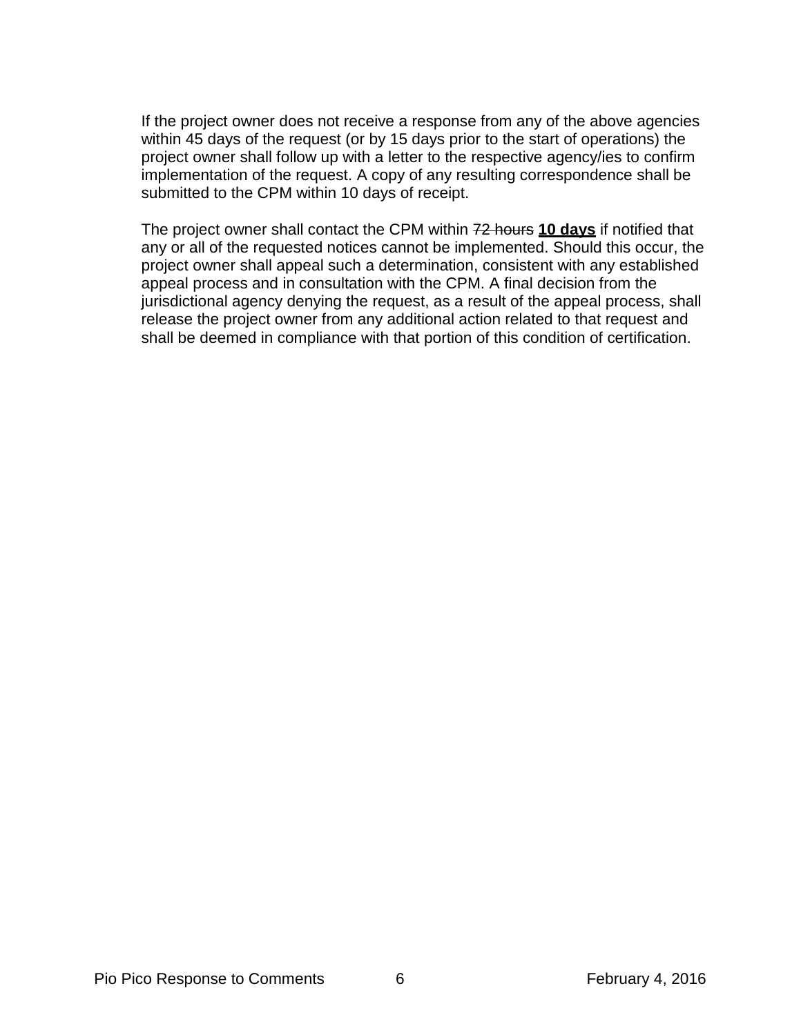If the project owner does not receive a response from any of the above agencies within 45 days of the request (or by 15 days prior to the start of operations) the project owner shall follow up with a letter to the respective agency/ies to confirm implementation of the request. A copy of any resulting correspondence shall be submitted to the CPM within 10 days of receipt.

The project owner shall contact the CPM within ~~72 hours~~ **<u>10 days</u>** if notified that any or all of the requested notices cannot be implemented. Should this occur, the project owner shall appeal such a determination, consistent with any established appeal process and in consultation with the CPM. A final decision from the jurisdictional agency denying the request, as a result of the appeal process, shall release the project owner from any additional action related to that request and shall be deemed in compliance with that portion of this condition of certification.